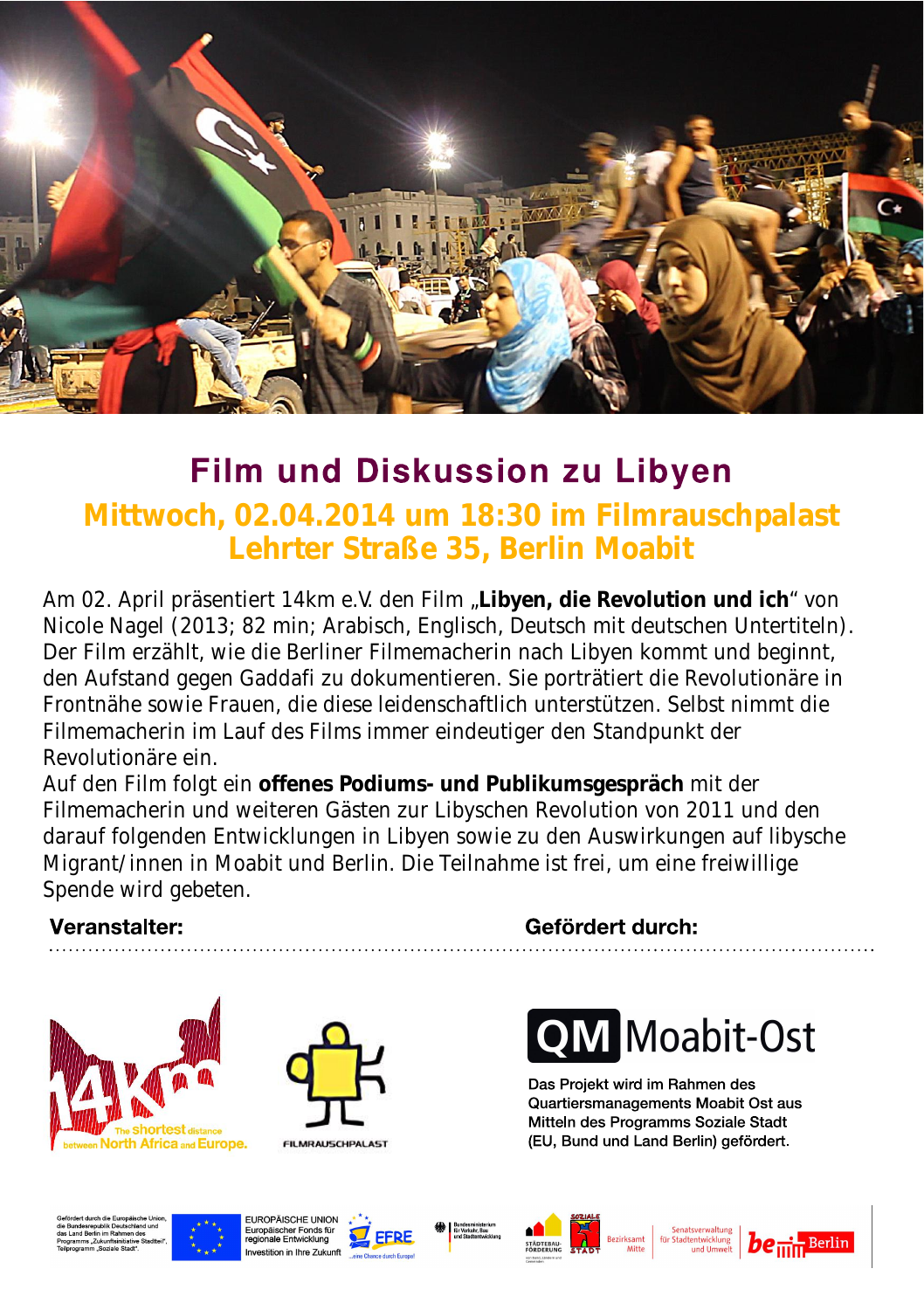# Film und Diskussion zu Libyen

## Mittwoch, 02.04.2014 um 18:30 im Filmrauschpalast Lehrter Straße 35, Berlin Moabit

Am 02. April präsentiert 14km e.V. den Film „**Libyen, die Revolution und ich**" von Nicole Nagel (2013; 82 min; Arabisch, Englisch, Deutsch mit deutschen Untertiteln). Der Film erzählt, wie die Berliner Filmemacherin nach Libyen kommt und beginnt, den Aufstand gegen Gaddafi zu dokumentieren. Sie porträtiert die Revolutionäre in Frontnähe sowie Frauen, die diese leidenschaftlich unterstützen. Selbst nimmt die Filmemacherin im Lauf des Films immer eindeutiger den Standpunkt der Revolutionäre ein.

Auf den Film folgt ein **offenes Podiums- und Publikumsgespräch** mit der Filmemacherin und weiteren Gästen zur Libyschen Revolution von 2011 und den darauf folgenden Entwicklungen in Libyen sowie zu den Auswirkungen auf libysche Migrant/innen in Moabit und Berlin. Die Teilnahme ist frei, um eine freiwillige Spende wird gebeten.

**Veranstalter:**

14km – The shortest distance between North Africa and Europe.

FILMRAUSCHPALAST

**Gefördert durch:**

QM Moabit-Ost

Das Projekt wird im Rahmen des Quartiersmanagements Moabit Ost aus Mitteln des Programms Soziale Stadt (EU, Bund und Land Berlin) gefördert.

Gefördert durch die Europäische Union, die Bundesrepublik Deutschland und das Land Berlin im Rahmen des Programms „Zukunftsinitiative Stadtteil", Teilprogramm „Soziale Stadt".

EUROPÄISCHE UNION
Europäischer Fonds für regionale Entwicklung
Investition in Ihre Zukunft

EFRE ...eine Chance durch Europa!

Bundesministerium für Verkehr, Bau und Stadtentwicklung

STÄDTEBAU-FÖRDERUNG

SOZIALE STADT

Bezirksamt Mitte

Senatsverwaltung für Stadtentwicklung und Umwelt

be Berlin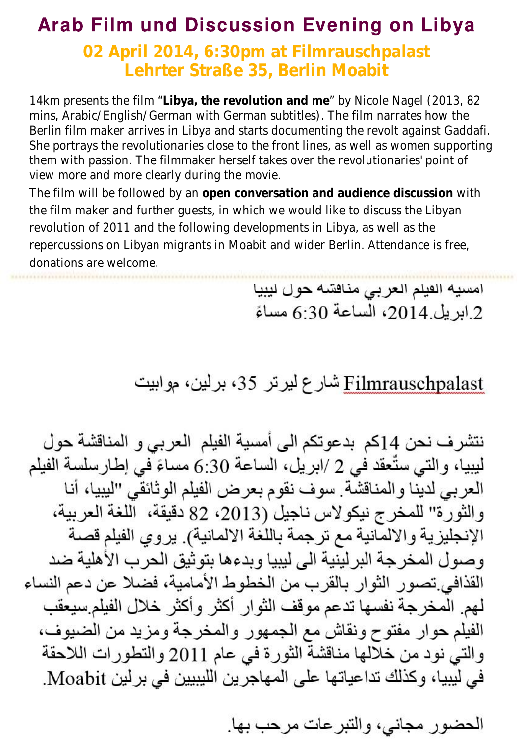# Arab Film und Discussion Evening on Libya

## 02 April 2014, 6:30pm at Filmrauschpalast
## Lehrter Straße 35, Berlin Moabit

14km presents the film "**Libya, the revolution and me**" by Nicole Nagel (2013, 82 mins, Arabic/English/German with German subtitles). The film narrates how the Berlin film maker arrives in Libya and starts documenting the revolt against Gaddafi. She portrays the revolutionaries close to the front lines, as well as women supporting them with passion. The filmmaker herself takes over the revolutionaries' point of view more and more clearly during the movie.

The film will be followed by an **open conversation and audience discussion** with the film maker and further guests, in which we would like to discuss the Libyan revolution of 2011 and the following developments in Libya, as well as the repercussions on Libyan migrants in Moabit and wider Berlin. Attendance is free, donations are welcome.

---

امسية الفيلم العربي مناقشه حول ليبيا
2.ابريل.2014، الساعة 6:30 مساءً

Filmrauschpalast شارع ليرتر 35، برلين، موابيت

نتشرف نحن 14كم بدعوتكم الى أمسية الفيلم العربي و المناقشة حول ليبيا، والتي ستُعقد في 2 /ابريل، الساعة 6:30 مساءً في إطارسلسة الفيلم العربي لدينا والمناقشة. سوف نقوم بعرض الفيلم الوثائقي "ليبيا، أنا والثورة" للمخرج نيكولاس ناجيل (2013، 82 دقيقة، اللغة العربية، الإنجليزية والالمانية مع ترجمة باللغة الالمانية). يروي الفيلم قصة وصول المخرجة البرلينية الى ليبيا وبدءها بتوثيق الحرب الأهلية ضد القذافي.تصور الثوار بالقرب من الخطوط الأمامية، فضلا عن دعم النساء لهم. المخرجة نفسها تدعم موقف الثوار أكثر وأكثر خلال الفيلم.سيعقب الفيلم حوار مفتوح ونقاش مع الجمهور والمخرجة ومزيد من الضيوف، والتي نود من خلالها مناقشة الثورة في عام 2011 والتطورات اللاحقة في ليبيا، وكذلك تداعياتها على المهاجرين الليبيين في برلين Moabit.

الحضور مجاني، والتبرعات مرحب بها.